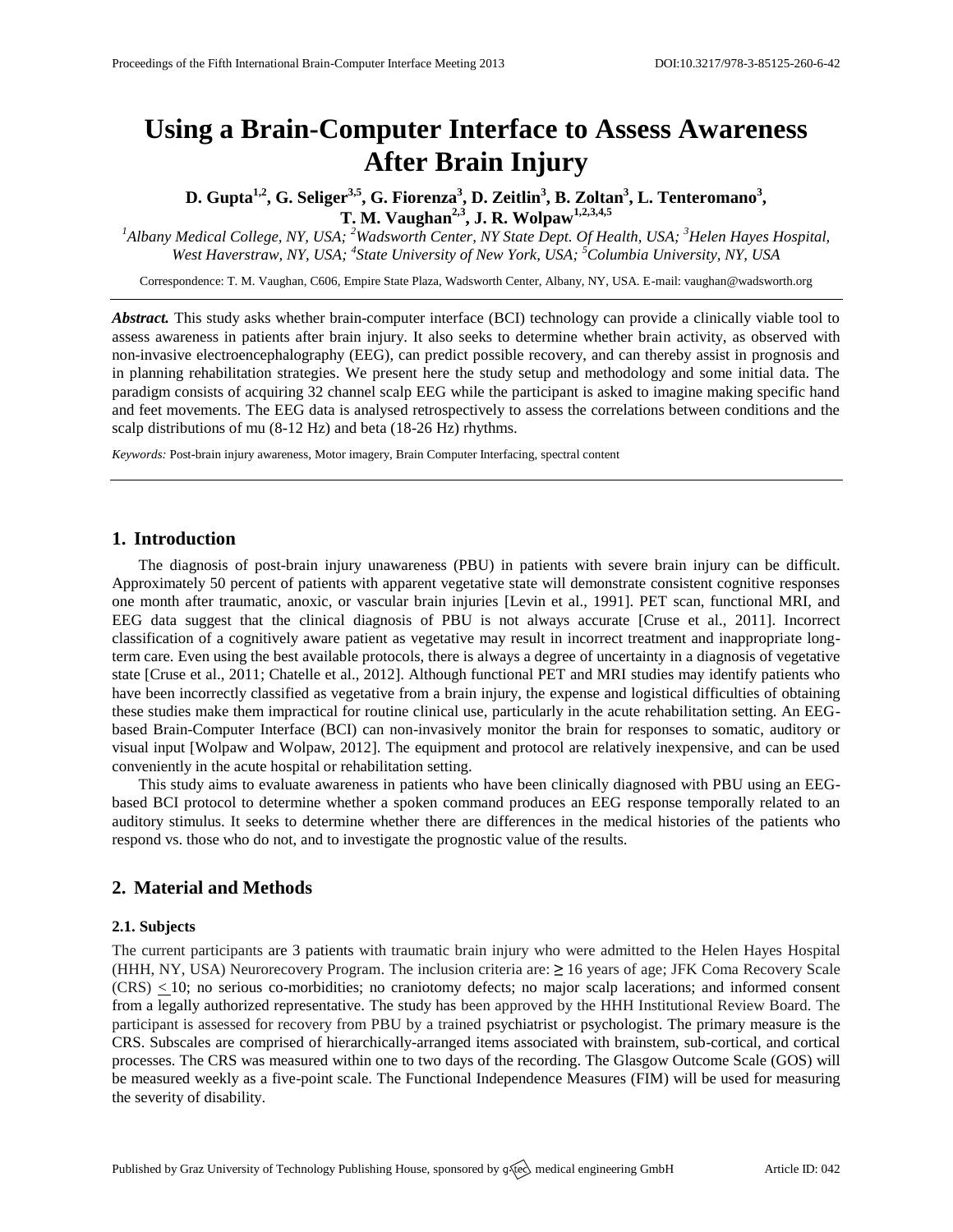# Using a Brain-Computer Interface to Assess Awareness After Brain Injury

**D. Gupta[1,2], G. Seliger[3,5], G. Fiorenza[3], D. Zeitlin[3], B. Zoltan[3], L. Tenteromano[3], T. M. Vaughan[2,3], J. R. Wolpaw[1,2,3,4,5]**

*[1]Albany Medical College, NY, USA; [2]Wadsworth Center, NY State Dept. Of Health, USA; [3]Helen Hayes Hospital, West Haverstraw, NY, USA; [4]State University of New York, USA; [5]Columbia University, NY, USA*

Correspondence: T. M. Vaughan, C606, Empire State Plaza, Wadsworth Center, Albany, NY, USA. E-mail: vaughan@wadsworth.org

***Abstract.*** This study asks whether brain-computer interface (BCI) technology can provide a clinically viable tool to assess awareness in patients after brain injury. It also seeks to determine whether brain activity, as observed with non-invasive electroencephalography (EEG), can predict possible recovery, and can thereby assist in prognosis and in planning rehabilitation strategies. We present here the study setup and methodology and some initial data. The paradigm consists of acquiring 32 channel scalp EEG while the participant is asked to imagine making specific hand and feet movements. The EEG data is analysed retrospectively to assess the correlations between conditions and the scalp distributions of mu (8-12 Hz) and beta (18-26 Hz) rhythms.

*Keywords:* Post-brain injury awareness, Motor imagery, Brain Computer Interfacing, spectral content

## 1. Introduction

The diagnosis of post-brain injury unawareness (PBU) in patients with severe brain injury can be difficult. Approximately 50 percent of patients with apparent vegetative state will demonstrate consistent cognitive responses one month after traumatic, anoxic, or vascular brain injuries [Levin et al., 1991]. PET scan, functional MRI, and EEG data suggest that the clinical diagnosis of PBU is not always accurate [Cruse et al., 2011]. Incorrect classification of a cognitively aware patient as vegetative may result in incorrect treatment and inappropriate long-term care. Even using the best available protocols, there is always a degree of uncertainty in a diagnosis of vegetative state [Cruse et al., 2011; Chatelle et al., 2012]. Although functional PET and MRI studies may identify patients who have been incorrectly classified as vegetative from a brain injury, the expense and logistical difficulties of obtaining these studies make them impractical for routine clinical use, particularly in the acute rehabilitation setting. An EEG-based Brain-Computer Interface (BCI) can non-invasively monitor the brain for responses to somatic, auditory or visual input [Wolpaw and Wolpaw, 2012]. The equipment and protocol are relatively inexpensive, and can be used conveniently in the acute hospital or rehabilitation setting.

This study aims to evaluate awareness in patients who have been clinically diagnosed with PBU using an EEG-based BCI protocol to determine whether a spoken command produces an EEG response temporally related to an auditory stimulus. It seeks to determine whether there are differences in the medical histories of the patients who respond vs. those who do not, and to investigate the prognostic value of the results.

## 2. Material and Methods

### 2.1. Subjects

The current participants are 3 patients with traumatic brain injury who were admitted to the Helen Hayes Hospital (HHH, NY, USA) Neurorecovery Program. The inclusion criteria are: ≥ 16 years of age; JFK Coma Recovery Scale (CRS) ≤ 10; no serious co-morbidities; no craniotomy defects; no major scalp lacerations; and informed consent from a legally authorized representative. The study has been approved by the HHH Institutional Review Board. The participant is assessed for recovery from PBU by a trained psychiatrist or psychologist. The primary measure is the CRS. Subscales are comprised of hierarchically-arranged items associated with brainstem, sub-cortical, and cortical processes. The CRS was measured within one to two days of the recording. The Glasgow Outcome Scale (GOS) will be measured weekly as a five-point scale. The Functional Independence Measures (FIM) will be used for measuring the severity of disability.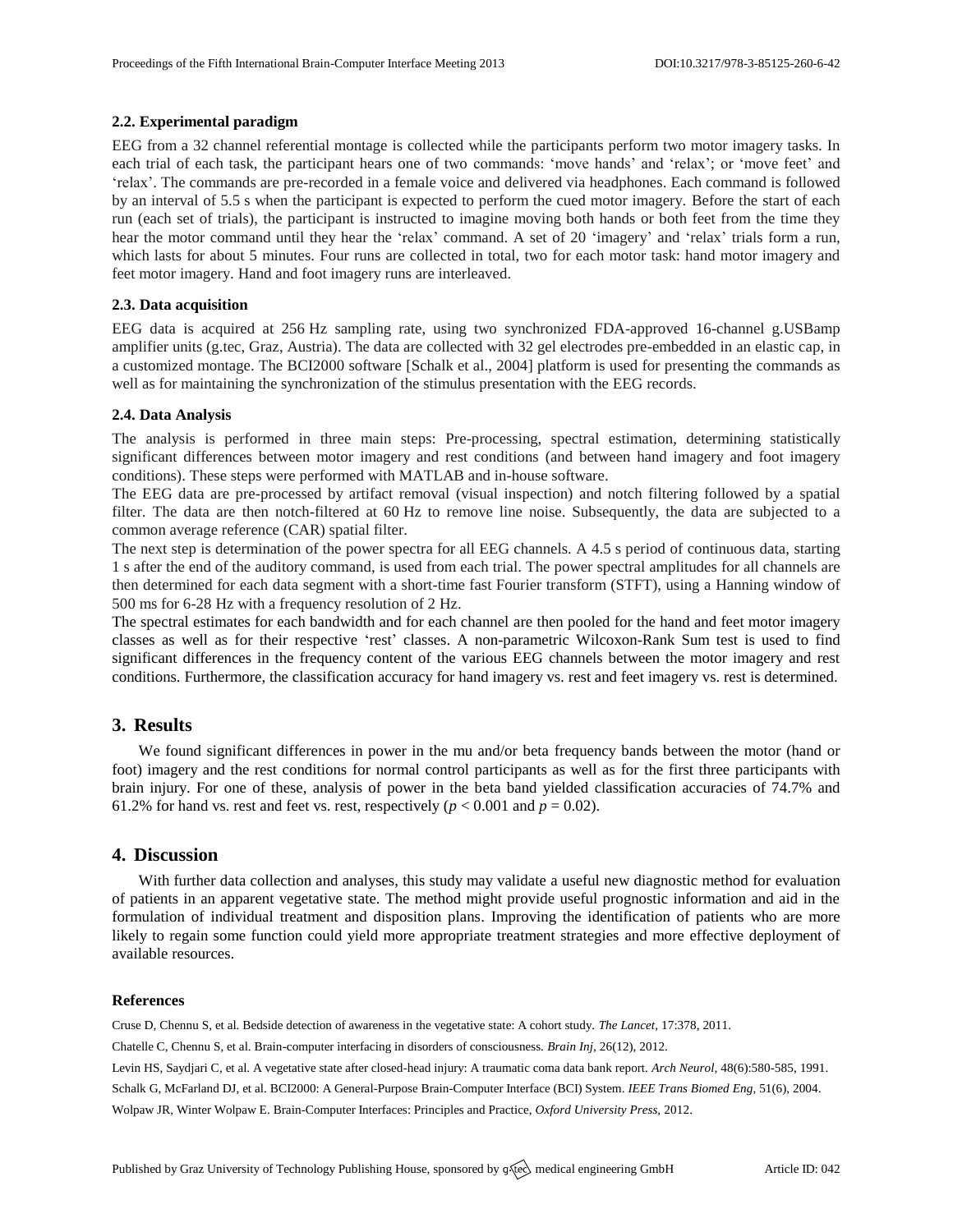### 2.2. Experimental paradigm

EEG from a 32 channel referential montage is collected while the participants perform two motor imagery tasks. In each trial of each task, the participant hears one of two commands: 'move hands' and 'relax'; or 'move feet' and 'relax'. The commands are pre-recorded in a female voice and delivered via headphones. Each command is followed by an interval of 5.5 s when the participant is expected to perform the cued motor imagery. Before the start of each run (each set of trials), the participant is instructed to imagine moving both hands or both feet from the time they hear the motor command until they hear the 'relax' command. A set of 20 'imagery' and 'relax' trials form a run, which lasts for about 5 minutes. Four runs are collected in total, two for each motor task: hand motor imagery and feet motor imagery. Hand and foot imagery runs are interleaved.

### 2.3. Data acquisition

EEG data is acquired at 256 Hz sampling rate, using two synchronized FDA-approved 16-channel g.USBamp amplifier units (g.tec, Graz, Austria). The data are collected with 32 gel electrodes pre-embedded in an elastic cap, in a customized montage. The BCI2000 software [Schalk et al., 2004] platform is used for presenting the commands as well as for maintaining the synchronization of the stimulus presentation with the EEG records.

### 2.4. Data Analysis

The analysis is performed in three main steps: Pre-processing, spectral estimation, determining statistically significant differences between motor imagery and rest conditions (and between hand imagery and foot imagery conditions). These steps were performed with MATLAB and in-house software.

The EEG data are pre-processed by artifact removal (visual inspection) and notch filtering followed by a spatial filter. The data are then notch-filtered at 60 Hz to remove line noise. Subsequently, the data are subjected to a common average reference (CAR) spatial filter.

The next step is determination of the power spectra for all EEG channels. A 4.5 s period of continuous data, starting 1 s after the end of the auditory command, is used from each trial. The power spectral amplitudes for all channels are then determined for each data segment with a short-time fast Fourier transform (STFT), using a Hanning window of 500 ms for 6-28 Hz with a frequency resolution of 2 Hz.

The spectral estimates for each bandwidth and for each channel are then pooled for the hand and feet motor imagery classes as well as for their respective 'rest' classes. A non-parametric Wilcoxon-Rank Sum test is used to find significant differences in the frequency content of the various EEG channels between the motor imagery and rest conditions. Furthermore, the classification accuracy for hand imagery vs. rest and feet imagery vs. rest is determined.

## 3. Results

We found significant differences in power in the mu and/or beta frequency bands between the motor (hand or foot) imagery and the rest conditions for normal control participants as well as for the first three participants with brain injury. For one of these, analysis of power in the beta band yielded classification accuracies of 74.7% and 61.2% for hand vs. rest and feet vs. rest, respectively ($p < 0.001$ and $p = 0.02$).

## 4. Discussion

With further data collection and analyses, this study may validate a useful new diagnostic method for evaluation of patients in an apparent vegetative state. The method might provide useful prognostic information and aid in the formulation of individual treatment and disposition plans. Improving the identification of patients who are more likely to regain some function could yield more appropriate treatment strategies and more effective deployment of available resources.

### References

Cruse D, Chennu S, et al. Bedside detection of awareness in the vegetative state: A cohort study. *The Lancet*, 17:378, 2011.

Chatelle C, Chennu S, et al. Brain-computer interfacing in disorders of consciousness. *Brain Inj*, 26(12), 2012.

Levin HS, Saydjari C, et al. A vegetative state after closed-head injury: A traumatic coma data bank report. *Arch Neurol*, 48(6):580-585, 1991.

Schalk G, McFarland DJ, et al. BCI2000: A General-Purpose Brain-Computer Interface (BCI) System. *IEEE Trans Biomed Eng*, 51(6), 2004.

Wolpaw JR, Winter Wolpaw E. Brain-Computer Interfaces: Principles and Practice, *Oxford University Press*, 2012.